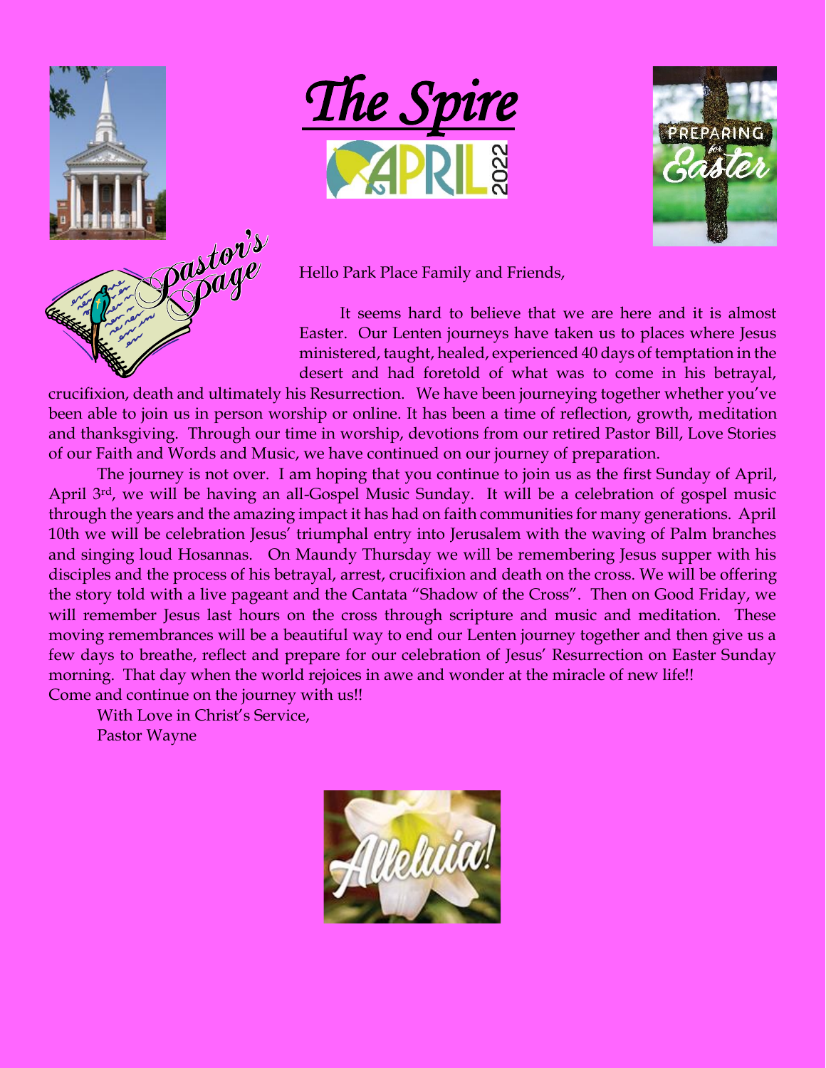# The Spire

APRIL 2022

Pastor's Page

Hello Park Place Family and Friends,

It seems hard to believe that we are here and it is almost Easter. Our Lenten journeys have taken us to places where Jesus ministered, taught, healed, experienced 40 days of temptation in the desert and had foretold of what was to come in his betrayal, crucifixion, death and ultimately his Resurrection. We have been journeying together whether you've been able to join us in person worship or online. It has been a time of reflection, growth, meditation and thanksgiving. Through our time in worship, devotions from our retired Pastor Bill, Love Stories of our Faith and Words and Music, we have continued on our journey of preparation.

The journey is not over. I am hoping that you continue to join us as the first Sunday of April, April 3rd, we will be having an all-Gospel Music Sunday. It will be a celebration of gospel music through the years and the amazing impact it has had on faith communities for many generations. April 10th we will be celebration Jesus' triumphal entry into Jerusalem with the waving of Palm branches and singing loud Hosannas. On Maundy Thursday we will be remembering Jesus supper with his disciples and the process of his betrayal, arrest, crucifixion and death on the cross. We will be offering the story told with a live pageant and the Cantata "Shadow of the Cross". Then on Good Friday, we will remember Jesus last hours on the cross through scripture and music and meditation. These moving remembrances will be a beautiful way to end our Lenten journey together and then give us a few days to breathe, reflect and prepare for our celebration of Jesus' Resurrection on Easter Sunday morning. That day when the world rejoices in awe and wonder at the miracle of new life!!

Come and continue on the journey with us!!

With Love in Christ's Service,
Pastor Wayne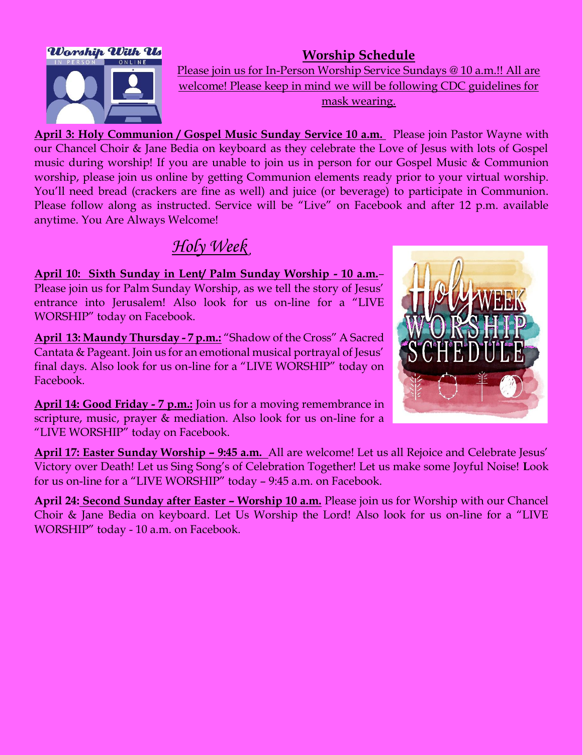## Worship Schedule

Please join us for In-Person Worship Service Sundays @ 10 a.m.!! All are welcome! Please keep in mind we will be following CDC guidelines for mask wearing.

**April 3: Holy Communion / Gospel Music Sunday Service 10 a.m.** Please join Pastor Wayne with our Chancel Choir & Jane Bedia on keyboard as they celebrate the Love of Jesus with lots of Gospel music during worship! If you are unable to join us in person for our Gospel Music & Communion worship, please join us online by getting Communion elements ready prior to your virtual worship. You'll need bread (crackers are fine as well) and juice (or beverage) to participate in Communion. Please follow along as instructed. Service will be "Live" on Facebook and after 12 p.m. available anytime. You Are Always Welcome!

## *Holy Week*

**April 10: Sixth Sunday in Lent/ Palm Sunday Worship - 10 a.m.**– Please join us for Palm Sunday Worship, as we tell the story of Jesus' entrance into Jerusalem! Also look for us on-line for a "LIVE WORSHIP" today on Facebook.

**April 13: Maundy Thursday - 7 p.m.:** "Shadow of the Cross" A Sacred Cantata & Pageant. Join us for an emotional musical portrayal of Jesus' final days. Also look for us on-line for a "LIVE WORSHIP" today on Facebook.

**April 14: Good Friday - 7 p.m.:** Join us for a moving remembrance in scripture, music, prayer & mediation. Also look for us on-line for a "LIVE WORSHIP" today on Facebook.

**April 17: Easter Sunday Worship – 9:45 a.m.** All are welcome! Let us all Rejoice and Celebrate Jesus' Victory over Death! Let us Sing Song's of Celebration Together! Let us make some Joyful Noise! Look for us on-line for a "LIVE WORSHIP" today – 9:45 a.m. on Facebook.

**April 24: Second Sunday after Easter – Worship 10 a.m.** Please join us for Worship with our Chancel Choir & Jane Bedia on keyboard. Let Us Worship the Lord! Also look for us on-line for a "LIVE WORSHIP" today - 10 a.m. on Facebook.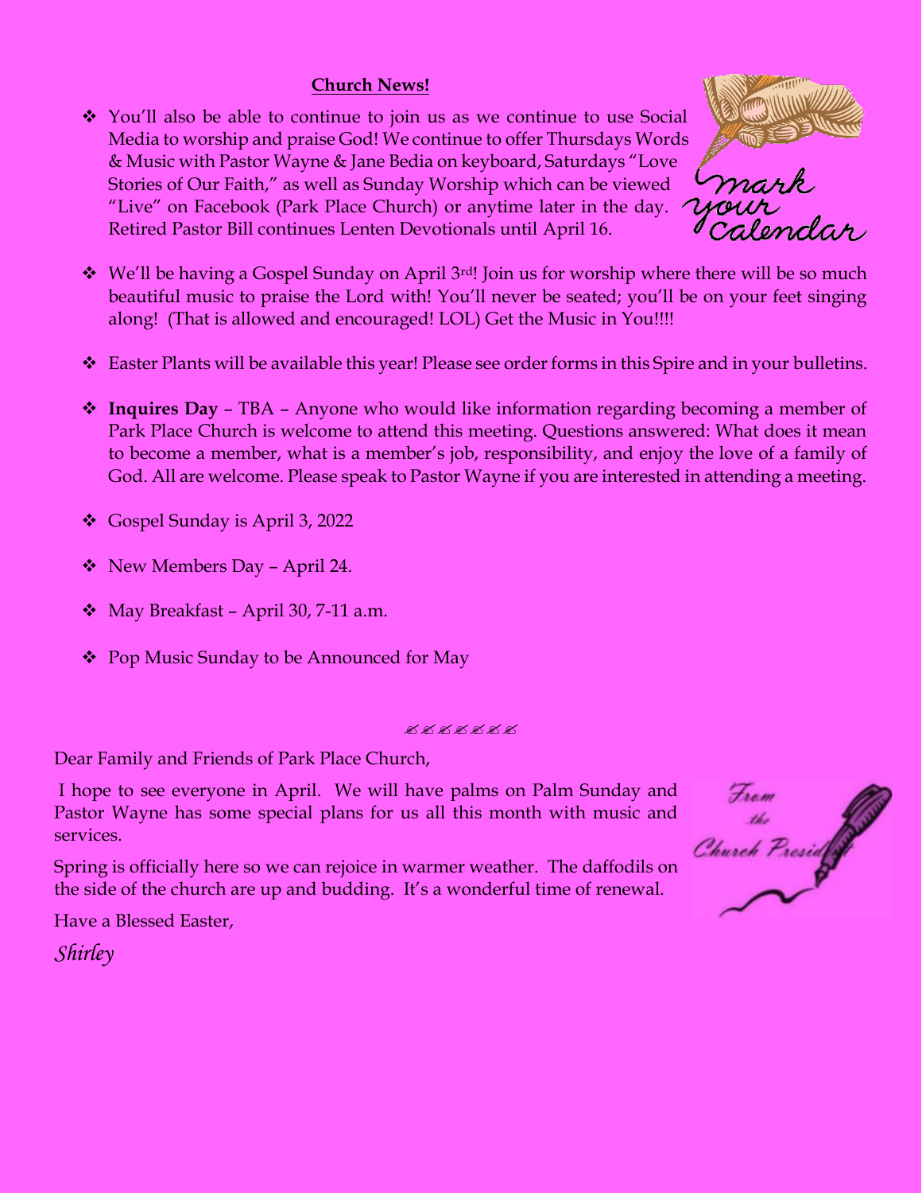## Church News!

- You'll also be able to continue to join us as we continue to use Social Media to worship and praise God! We continue to offer Thursdays Words & Music with Pastor Wayne & Jane Bedia on keyboard, Saturdays "Love Stories of Our Faith," as well as Sunday Worship which can be viewed "Live" on Facebook (Park Place Church) or anytime later in the day. Retired Pastor Bill continues Lenten Devotionals until April 16.
- We'll be having a Gospel Sunday on April 3rd! Join us for worship where there will be so much beautiful music to praise the Lord with! You'll never be seated; you'll be on your feet singing along! (That is allowed and encouraged! LOL) Get the Music in You!!!!
- Easter Plants will be available this year! Please see order forms in this Spire and in your bulletins.
- **Inquires Day** – TBA – Anyone who would like information regarding becoming a member of Park Place Church is welcome to attend this meeting. Questions answered: What does it mean to become a member, what is a member's job, responsibility, and enjoy the love of a family of God. All are welcome. Please speak to Pastor Wayne if you are interested in attending a meeting.
- Gospel Sunday is April 3, 2022
- New Members Day – April 24.
- May Breakfast – April 30, 7-11 a.m.
- Pop Music Sunday to be Announced for May

Dear Family and Friends of Park Place Church,

I hope to see everyone in April. We will have palms on Palm Sunday and Pastor Wayne has some special plans for us all this month with music and services.

Spring is officially here so we can rejoice in warmer weather. The daffodils on the side of the church are up and budding. It's a wonderful time of renewal.

Have a Blessed Easter,

*Shirley*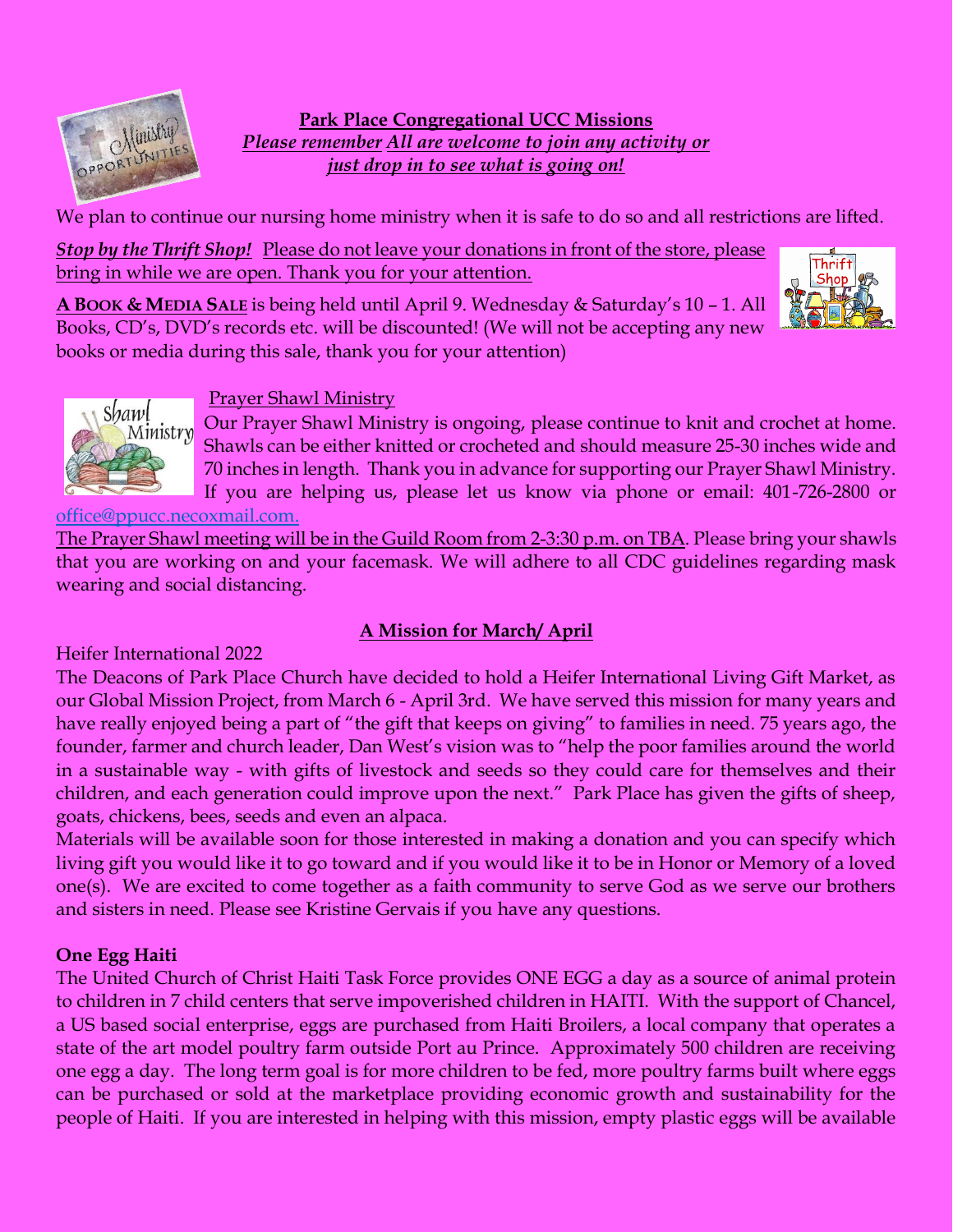**Park Place Congregational UCC Missions**

***Please remember All are welcome to join any activity or just drop in to see what is going on!***

We plan to continue our nursing home ministry when it is safe to do so and all restrictions are lifted.

***Stop by the Thrift Shop!*** Please do not leave your donations in front of the store, please bring in while we are open. Thank you for your attention.

**A BOOK & MEDIA SALE** is being held until April 9. Wednesday & Saturday's 10 – 1. All Books, CD's, DVD's records etc. will be discounted! (We will not be accepting any new books or media during this sale, thank you for your attention)

Prayer Shawl Ministry

Our Prayer Shawl Ministry is ongoing, please continue to knit and crochet at home. Shawls can be either knitted or crocheted and should measure 25-30 inches wide and 70 inches in length. Thank you in advance for supporting our Prayer Shawl Ministry. If you are helping us, please let us know via phone or email: 401-726-2800 or office@ppucc.necoxmail.com.

The Prayer Shawl meeting will be in the Guild Room from 2-3:30 p.m. on TBA. Please bring your shawls that you are working on and your facemask. We will adhere to all CDC guidelines regarding mask wearing and social distancing.

**A Mission for March/ April**

Heifer International 2022

The Deacons of Park Place Church have decided to hold a Heifer International Living Gift Market, as our Global Mission Project, from March 6 - April 3rd. We have served this mission for many years and have really enjoyed being a part of "the gift that keeps on giving" to families in need. 75 years ago, the founder, farmer and church leader, Dan West's vision was to "help the poor families around the world in a sustainable way - with gifts of livestock and seeds so they could care for themselves and their children, and each generation could improve upon the next." Park Place has given the gifts of sheep, goats, chickens, bees, seeds and even an alpaca.

Materials will be available soon for those interested in making a donation and you can specify which living gift you would like it to go toward and if you would like it to be in Honor or Memory of a loved one(s). We are excited to come together as a faith community to serve God as we serve our brothers and sisters in need. Please see Kristine Gervais if you have any questions.

**One Egg Haiti**

The United Church of Christ Haiti Task Force provides ONE EGG a day as a source of animal protein to children in 7 child centers that serve impoverished children in HAITI. With the support of Chancel, a US based social enterprise, eggs are purchased from Haiti Broilers, a local company that operates a state of the art model poultry farm outside Port au Prince. Approximately 500 children are receiving one egg a day. The long term goal is for more children to be fed, more poultry farms built where eggs can be purchased or sold at the marketplace providing economic growth and sustainability for the people of Haiti. If you are interested in helping with this mission, empty plastic eggs will be available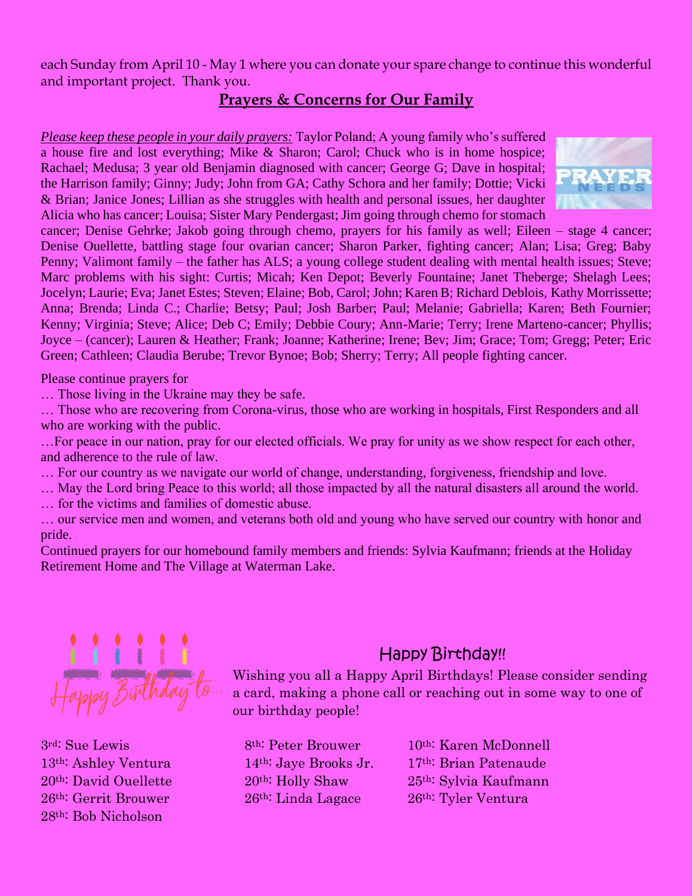each Sunday from April 10 - May 1 where you can donate your spare change to continue this wonderful and important project. Thank you.

## Prayers & Concerns for Our Family

*Please keep these people in your daily prayers:* Taylor Poland; A young family who's suffered a house fire and lost everything; Mike & Sharon; Carol; Chuck who is in home hospice; Rachael; Medusa; 3 year old Benjamin diagnosed with cancer; George G; Dave in hospital; the Harrison family; Ginny; Judy; John from GA; Cathy Schora and her family; Dottie; Vicki & Brian; Janice Jones; Lillian as she struggles with health and personal issues, her daughter Alicia who has cancer; Louisa; Sister Mary Pendergast; Jim going through chemo for stomach cancer; Denise Gehrke; Jakob going through chemo, prayers for his family as well; Eileen – stage 4 cancer; Denise Ouellette, battling stage four ovarian cancer; Sharon Parker, fighting cancer; Alan; Lisa; Greg; Baby Penny; Valimont family – the father has ALS; a young college student dealing with mental health issues; Steve; Marc problems with his sight: Curtis; Micah; Ken Depot; Beverly Fountaine; Janet Theberge; Shelagh Lees; Jocelyn; Laurie; Eva; Janet Estes; Steven; Elaine; Bob, Carol; John; Karen B; Richard Deblois, Kathy Morrissette; Anna; Brenda; Linda C.; Charlie; Betsy; Paul; Josh Barber; Paul; Melanie; Gabriella; Karen; Beth Fournier; Kenny; Virginia; Steve; Alice; Deb C; Emily; Debbie Coury; Ann-Marie; Terry; Irene Marteno-cancer; Phyllis; Joyce – (cancer); Lauren & Heather; Frank; Joanne; Katherine; Irene; Bev; Jim; Grace; Tom; Gregg; Peter; Eric Green; Cathleen; Claudia Berube; Trevor Bynoe; Bob; Sherry; Terry; All people fighting cancer.

Please continue prayers for

… Those living in the Ukraine may they be safe.

… Those who are recovering from Corona-virus, those who are working in hospitals, First Responders and all who are working with the public.

…For peace in our nation, pray for our elected officials. We pray for unity as we show respect for each other, and adherence to the rule of law.

… For our country as we navigate our world of change, understanding, forgiveness, friendship and love.

… May the Lord bring Peace to this world; all those impacted by all the natural disasters all around the world.

… for the victims and families of domestic abuse.

… our service men and women, and veterans both old and young who have served our country with honor and pride.

Continued prayers for our homebound family members and friends: Sylvia Kaufmann; friends at the Holiday Retirement Home and The Village at Waterman Lake.

## Happy Birthday!!

Wishing you all a Happy April Birthdays! Please consider sending a card, making a phone call or reaching out in some way to one of our birthday people!

3rd: Sue Lewis
8th: Peter Brouwer
10th: Karen McDonnell
13th: Ashley Ventura
14th: Jaye Brooks Jr.
17th: Brian Patenaude
20th: David Ouellette
20th: Holly Shaw
25th: Sylvia Kaufmann
26th: Gerrit Brouwer
26th: Linda Lagace
26th: Tyler Ventura
28th: Bob Nicholson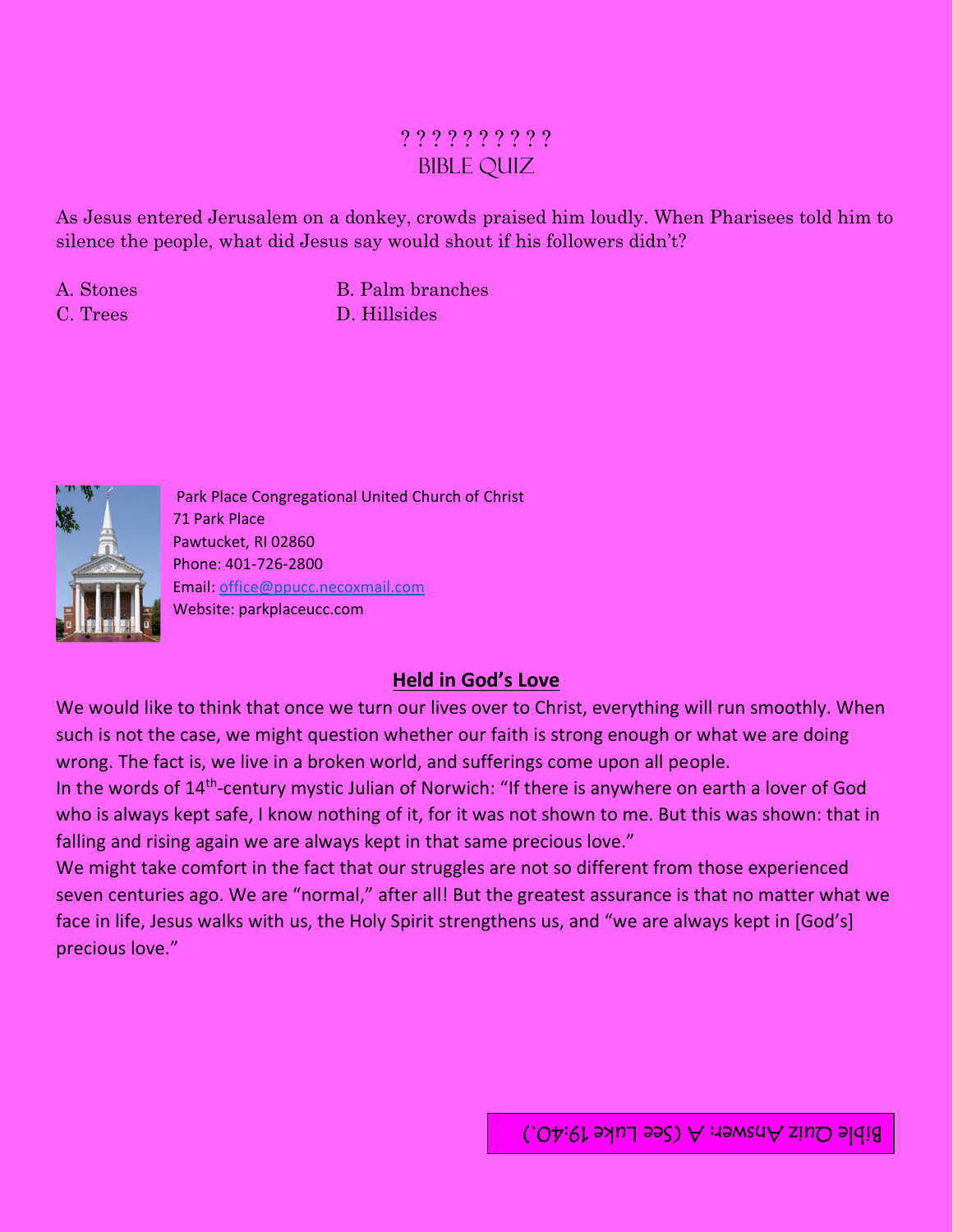? ? ? ? ? ? ? ? ? ?

## BIBLE QUIZ

As Jesus entered Jerusalem on a donkey, crowds praised him loudly. When Pharisees told him to silence the people, what did Jesus say would shout if his followers didn't?

A. Stones
B. Palm branches
C. Trees
D. Hillsides

Park Place Congregational United Church of Christ
71 Park Place
Pawtucket, RI 02860
Phone: 401-726-2800
Email: office@ppucc.necoxmail.com
Website: parkplaceucc.com

## Held in God's Love

We would like to think that once we turn our lives over to Christ, everything will run smoothly. When such is not the case, we might question whether our faith is strong enough or what we are doing wrong. The fact is, we live in a broken world, and sufferings come upon all people.

In the words of 14th-century mystic Julian of Norwich: "If there is anywhere on earth a lover of God who is always kept safe, I know nothing of it, for it was not shown to me. But this was shown: that in falling and rising again we are always kept in that same precious love."

We might take comfort in the fact that our struggles are not so different from those experienced seven centuries ago. We are "normal," after all! But the greatest assurance is that no matter what we face in life, Jesus walks with us, the Holy Spirit strengthens us, and "we are always kept in [God's] precious love."

Bible Quiz Answer: A (See Luke 19:40.)